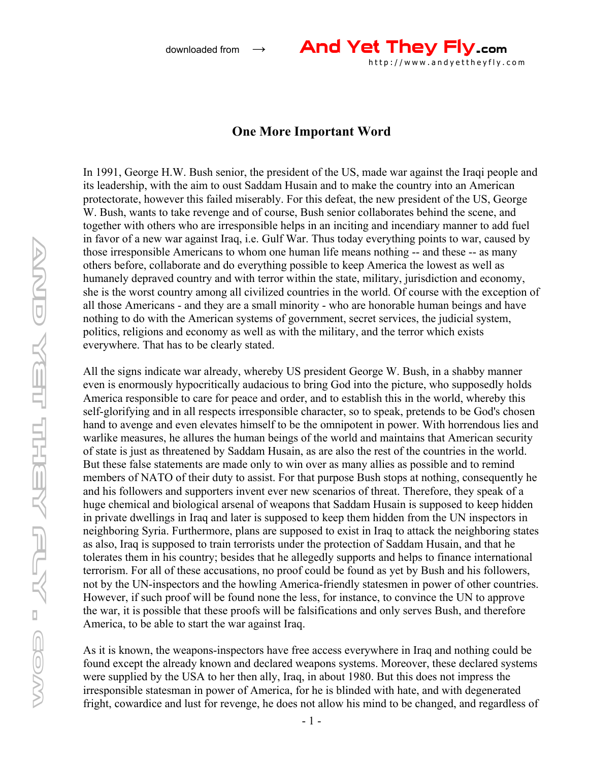# One More Important Word

In 1991, George H.W. Bush senior, the president of the US, made war against the Iraqi people and its leadership, with the aim to oust Saddam Husain and to make the country into an American protectorate, however this failed miserably. For this defeat, the new president of the US, George W. Bush, wants to take revenge and of course, Bush senior collaborates behind the scene, and together with others who are irresponsible helps in an inciting and incendiary manner to add fuel in favor of a new war against Iraq, i.e. Gulf War. Thus today everything points to war, caused by those irresponsible Americans to whom one human life means nothing -- and these -- as many others before, collaborate and do everything possible to keep America the lowest as well as humanely depraved country and with terror within the state, military, jurisdiction and economy, she is the worst country among all civilized countries in the world. Of course with the exception of all those Americans - and they are a small minority - who are honorable human beings and have nothing to do with the American systems of government, secret services, the judicial system, politics, religions and economy as well as with the military, and the terror which exists everywhere. That has to be clearly stated.

All the signs indicate war already, whereby US president George W. Bush, in a shabby manner even is enormously hypocritically audacious to bring God into the picture, who supposedly holds America responsible to care for peace and order, and to establish this in the world, whereby this self-glorifying and in all respects irresponsible character, so to speak, pretends to be God's chosen hand to avenge and even elevates himself to be the omnipotent in power. With horrendous lies and warlike measures, he allures the human beings of the world and maintains that American security of state is just as threatened by Saddam Husain, as are also the rest of the countries in the world. But these false statements are made only to win over as many allies as possible and to remind members of NATO of their duty to assist. For that purpose Bush stops at nothing, consequently he and his followers and supporters invent ever new scenarios of threat. Therefore, they speak of a huge chemical and biological arsenal of weapons that Saddam Husain is supposed to keep hidden in private dwellings in Iraq and later is supposed to keep them hidden from the UN inspectors in neighboring Syria. Furthermore, plans are supposed to exist in Iraq to attack the neighboring states as also, Iraq is supposed to train terrorists under the protection of Saddam Husain, and that he tolerates them in his country; besides that he allegedly supports and helps to finance international terrorism. For all of these accusations, no proof could be found as yet by Bush and his followers, not by the UN-inspectors and the howling America-friendly statesmen in power of other countries. However, if such proof will be found none the less, for instance, to convince the UN to approve the war, it is possible that these proofs will be falsifications and only serves Bush, and therefore America, to be able to start the war against Iraq.

As it is known, the weapons-inspectors have free access everywhere in Iraq and nothing could be found except the already known and declared weapons systems. Moreover, these declared systems were supplied by the USA to her then ally, Iraq, in about 1980. But this does not impress the irresponsible statesman in power of America, for he is blinded with hate, and with degenerated fright, cowardice and lust for revenge, he does not allow his mind to be changed, and regardless of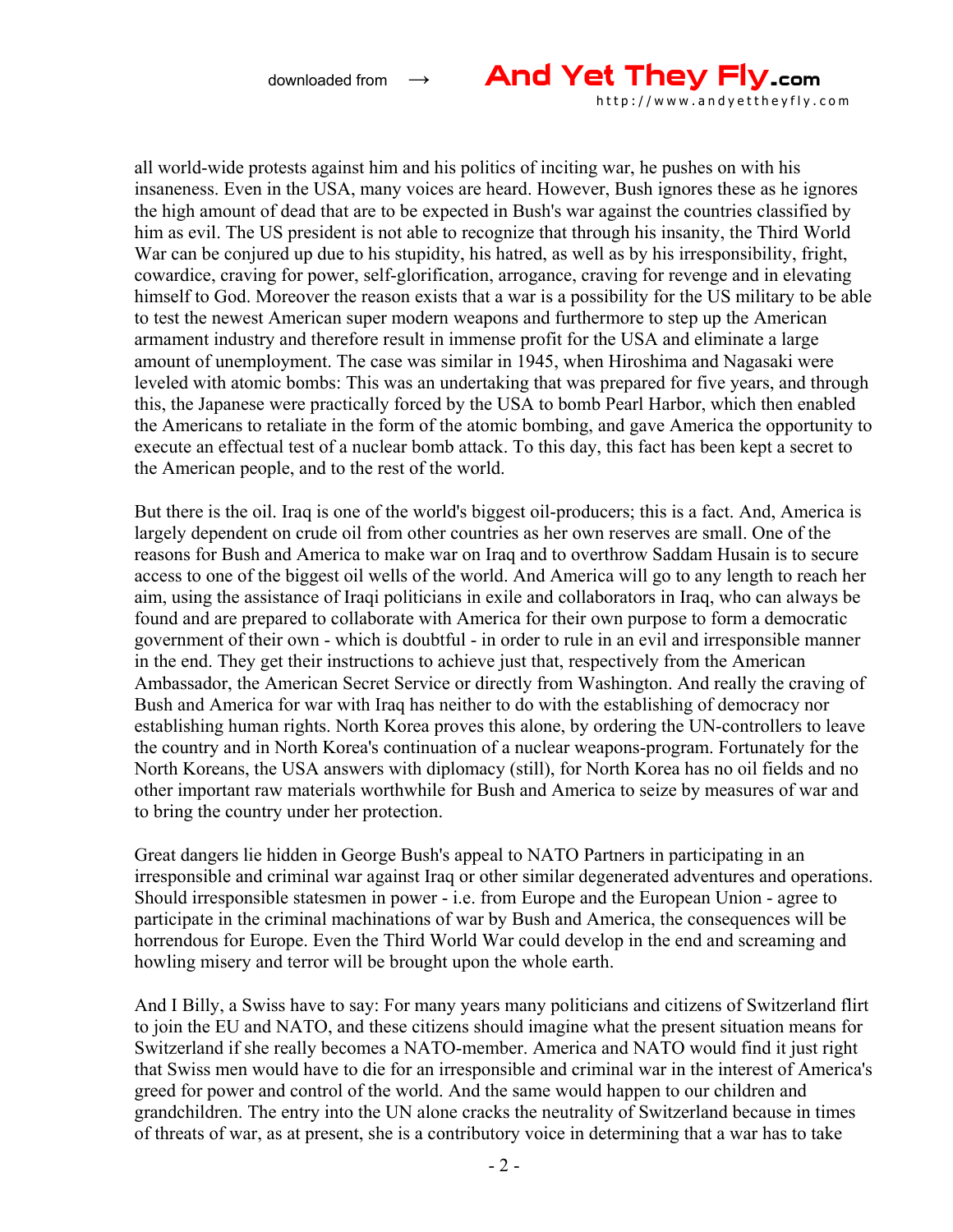all world-wide protests against him and his politics of inciting war, he pushes on with his insaneness. Even in the USA, many voices are heard. However, Bush ignores these as he ignores the high amount of dead that are to be expected in Bush's war against the countries classified by him as evil. The US president is not able to recognize that through his insanity, the Third World War can be conjured up due to his stupidity, his hatred, as well as by his irresponsibility, fright, cowardice, craving for power, self-glorification, arrogance, craving for revenge and in elevating himself to God. Moreover the reason exists that a war is a possibility for the US military to be able to test the newest American super modern weapons and furthermore to step up the American armament industry and therefore result in immense profit for the USA and eliminate a large amount of unemployment. The case was similar in 1945, when Hiroshima and Nagasaki were leveled with atomic bombs: This was an undertaking that was prepared for five years, and through this, the Japanese were practically forced by the USA to bomb Pearl Harbor, which then enabled the Americans to retaliate in the form of the atomic bombing, and gave America the opportunity to execute an effectual test of a nuclear bomb attack. To this day, this fact has been kept a secret to the American people, and to the rest of the world.

But there is the oil. Iraq is one of the world's biggest oil-producers; this is a fact. And, America is largely dependent on crude oil from other countries as her own reserves are small. One of the reasons for Bush and America to make war on Iraq and to overthrow Saddam Husain is to secure access to one of the biggest oil wells of the world. And America will go to any length to reach her aim, using the assistance of Iraqi politicians in exile and collaborators in Iraq, who can always be found and are prepared to collaborate with America for their own purpose to form a democratic government of their own - which is doubtful - in order to rule in an evil and irresponsible manner in the end. They get their instructions to achieve just that, respectively from the American Ambassador, the American Secret Service or directly from Washington. And really the craving of Bush and America for war with Iraq has neither to do with the establishing of democracy nor establishing human rights. North Korea proves this alone, by ordering the UN-controllers to leave the country and in North Korea's continuation of a nuclear weapons-program. Fortunately for the North Koreans, the USA answers with diplomacy (still), for North Korea has no oil fields and no other important raw materials worthwhile for Bush and America to seize by measures of war and to bring the country under her protection.

Great dangers lie hidden in George Bush's appeal to NATO Partners in participating in an irresponsible and criminal war against Iraq or other similar degenerated adventures and operations. Should irresponsible statesmen in power - i.e. from Europe and the European Union - agree to participate in the criminal machinations of war by Bush and America, the consequences will be horrendous for Europe. Even the Third World War could develop in the end and screaming and howling misery and terror will be brought upon the whole earth.

And I Billy, a Swiss have to say: For many years many politicians and citizens of Switzerland flirt to join the EU and NATO, and these citizens should imagine what the present situation means for Switzerland if she really becomes a NATO-member. America and NATO would find it just right that Swiss men would have to die for an irresponsible and criminal war in the interest of America's greed for power and control of the world. And the same would happen to our children and grandchildren. The entry into the UN alone cracks the neutrality of Switzerland because in times of threats of war, as at present, she is a contributory voice in determining that a war has to take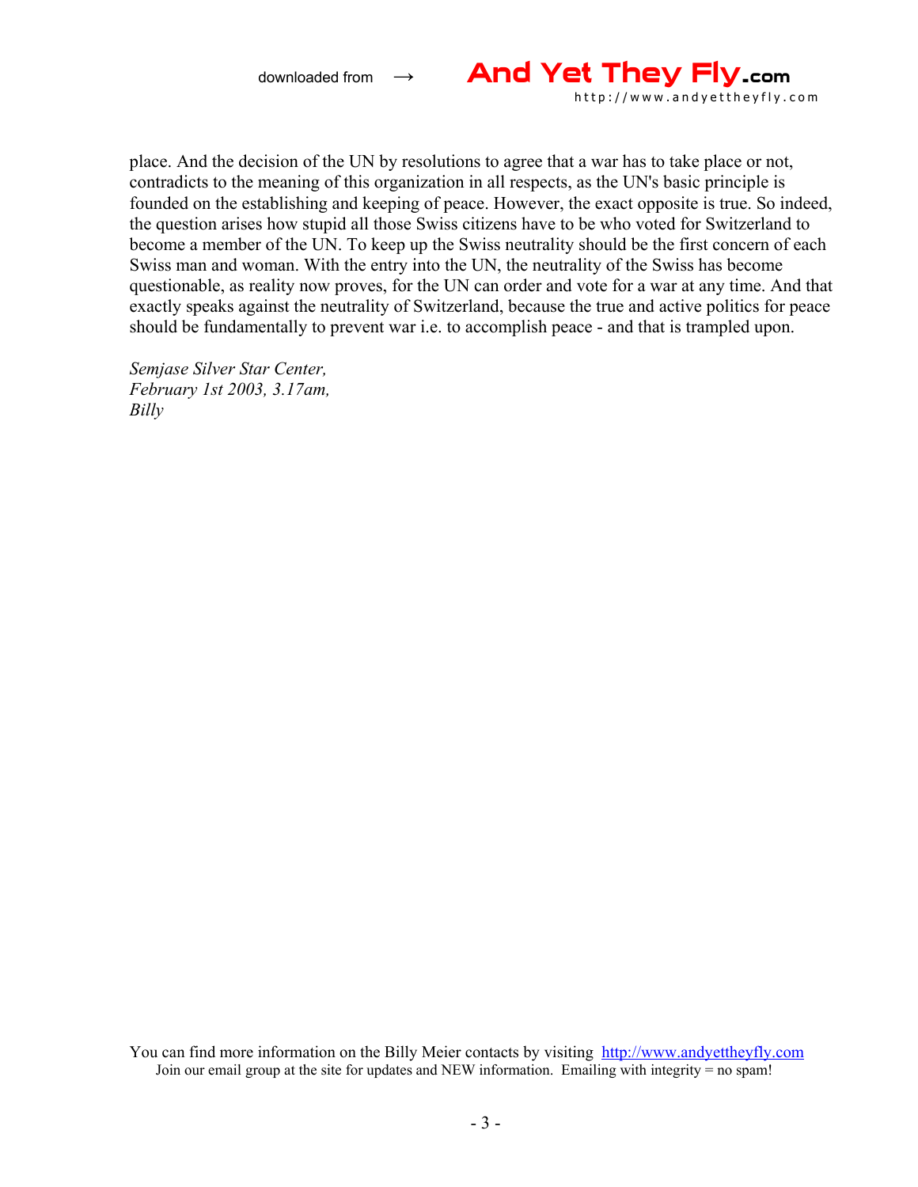place. And the decision of the UN by resolutions to agree that a war has to take place or not, contradicts to the meaning of this organization in all respects, as the UN's basic principle is founded on the establishing and keeping of peace. However, the exact opposite is true. So indeed, the question arises how stupid all those Swiss citizens have to be who voted for Switzerland to become a member of the UN. To keep up the Swiss neutrality should be the first concern of each Swiss man and woman. With the entry into the UN, the neutrality of the Swiss has become questionable, as reality now proves, for the UN can order and vote for a war at any time. And that exactly speaks against the neutrality of Switzerland, because the true and active politics for peace should be fundamentally to prevent war i.e. to accomplish peace - and that is trampled upon.

*Semjase Silver Star Center,*
*February 1st 2003, 3.17am,*
*Billy*

You can find more information on the Billy Meier contacts by visiting http://www.andyettheyfly.com
Join our email group at the site for updates and NEW information. Emailing with integrity = no spam!